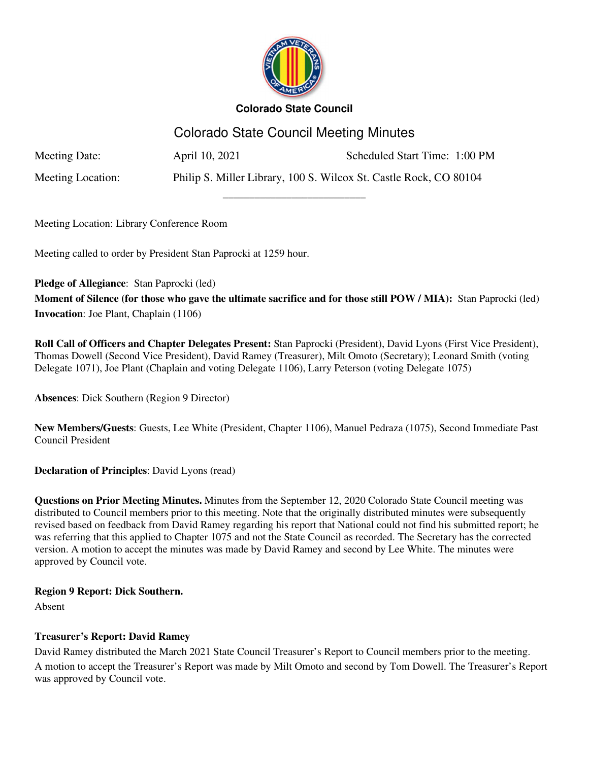**Colorado State Council**

# Colorado State Council Meeting Minutes

Meeting Date: April 10, 2021 Scheduled Start Time: 1:00 PM

Meeting Location: Philip S. Miller Library, 100 S. Wilcox St. Castle Rock, CO 80104

---

Meeting Location: Library Conference Room

Meeting called to order by President Stan Paprocki at 1259 hour.

**Pledge of Allegiance**: Stan Paprocki (led)

**Moment of Silence (for those who gave the ultimate sacrifice and for those still POW / MIA):** Stan Paprocki (led)

**Invocation**: Joe Plant, Chaplain (1106)

**Roll Call of Officers and Chapter Delegates Present:** Stan Paprocki (President), David Lyons (First Vice President), Thomas Dowell (Second Vice President), David Ramey (Treasurer), Milt Omoto (Secretary); Leonard Smith (voting Delegate 1071), Joe Plant (Chaplain and voting Delegate 1106), Larry Peterson (voting Delegate 1075)

**Absences**: Dick Southern (Region 9 Director)

**New Members/Guests**: Guests, Lee White (President, Chapter 1106), Manuel Pedraza (1075), Second Immediate Past Council President

**Declaration of Principles**: David Lyons (read)

**Questions on Prior Meeting Minutes.** Minutes from the September 12, 2020 Colorado State Council meeting was distributed to Council members prior to this meeting. Note that the originally distributed minutes were subsequently revised based on feedback from David Ramey regarding his report that National could not find his submitted report; he was referring that this applied to Chapter 1075 and not the State Council as recorded. The Secretary has the corrected version. A motion to accept the minutes was made by David Ramey and second by Lee White. The minutes were approved by Council vote.

**Region 9 Report: Dick Southern.**

Absent

**Treasurer's Report: David Ramey**

David Ramey distributed the March 2021 State Council Treasurer's Report to Council members prior to the meeting. A motion to accept the Treasurer's Report was made by Milt Omoto and second by Tom Dowell. The Treasurer's Report was approved by Council vote.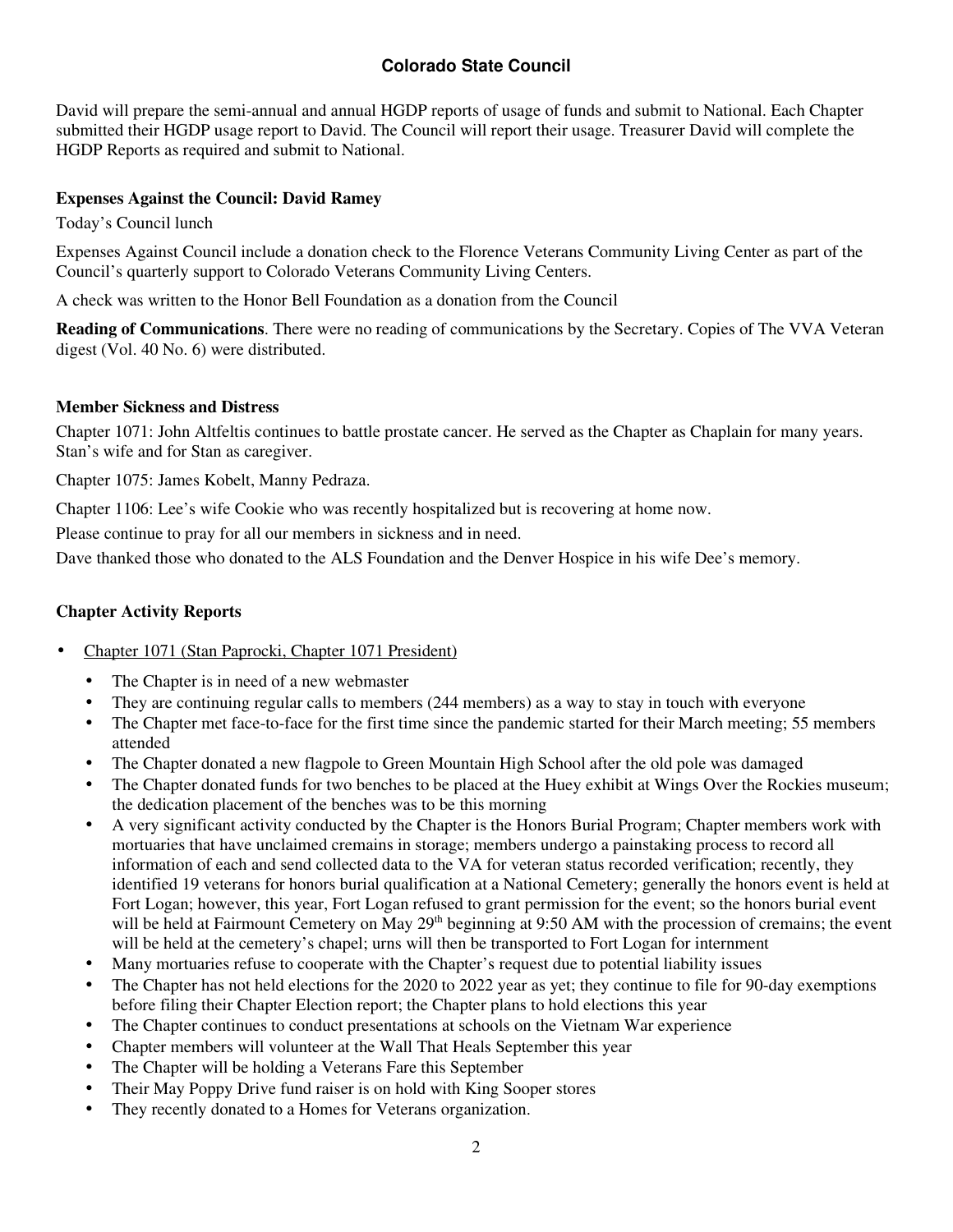**Colorado State Council**

David will prepare the semi-annual and annual HGDP reports of usage of funds and submit to National. Each Chapter submitted their HGDP usage report to David. The Council will report their usage. Treasurer David will complete the HGDP Reports as required and submit to National.

**Expenses Against the Council: David Ramey**

Today's Council lunch

Expenses Against Council include a donation check to the Florence Veterans Community Living Center as part of the Council's quarterly support to Colorado Veterans Community Living Centers.

A check was written to the Honor Bell Foundation as a donation from the Council

**Reading of Communications**. There were no reading of communications by the Secretary. Copies of The VVA Veteran digest (Vol. 40 No. 6) were distributed.

**Member Sickness and Distress**

Chapter 1071: John Altfeltis continues to battle prostate cancer. He served as the Chapter as Chaplain for many years. Stan's wife and for Stan as caregiver.

Chapter 1075: James Kobelt, Manny Pedraza.

Chapter 1106: Lee's wife Cookie who was recently hospitalized but is recovering at home now.

Please continue to pray for all our members in sickness and in need.

Dave thanked those who donated to the ALS Foundation and the Denver Hospice in his wife Dee's memory.

**Chapter Activity Reports**

- Chapter 1071 (Stan Paprocki, Chapter 1071 President)
  - The Chapter is in need of a new webmaster
  - They are continuing regular calls to members (244 members) as a way to stay in touch with everyone
  - The Chapter met face-to-face for the first time since the pandemic started for their March meeting; 55 members attended
  - The Chapter donated a new flagpole to Green Mountain High School after the old pole was damaged
  - The Chapter donated funds for two benches to be placed at the Huey exhibit at Wings Over the Rockies museum; the dedication placement of the benches was to be this morning
  - A very significant activity conducted by the Chapter is the Honors Burial Program; Chapter members work with mortuaries that have unclaimed cremains in storage; members undergo a painstaking process to record all information of each and send collected data to the VA for veteran status recorded verification; recently, they identified 19 veterans for honors burial qualification at a National Cemetery; generally the honors event is held at Fort Logan; however, this year, Fort Logan refused to grant permission for the event; so the honors burial event will be held at Fairmount Cemetery on May 29th beginning at 9:50 AM with the procession of cremains; the event will be held at the cemetery's chapel; urns will then be transported to Fort Logan for internment
  - Many mortuaries refuse to cooperate with the Chapter's request due to potential liability issues
  - The Chapter has not held elections for the 2020 to 2022 year as yet; they continue to file for 90-day exemptions before filing their Chapter Election report; the Chapter plans to hold elections this year
  - The Chapter continues to conduct presentations at schools on the Vietnam War experience
  - Chapter members will volunteer at the Wall That Heals September this year
  - The Chapter will be holding a Veterans Fare this September
  - Their May Poppy Drive fund raiser is on hold with King Sooper stores
  - They recently donated to a Homes for Veterans organization.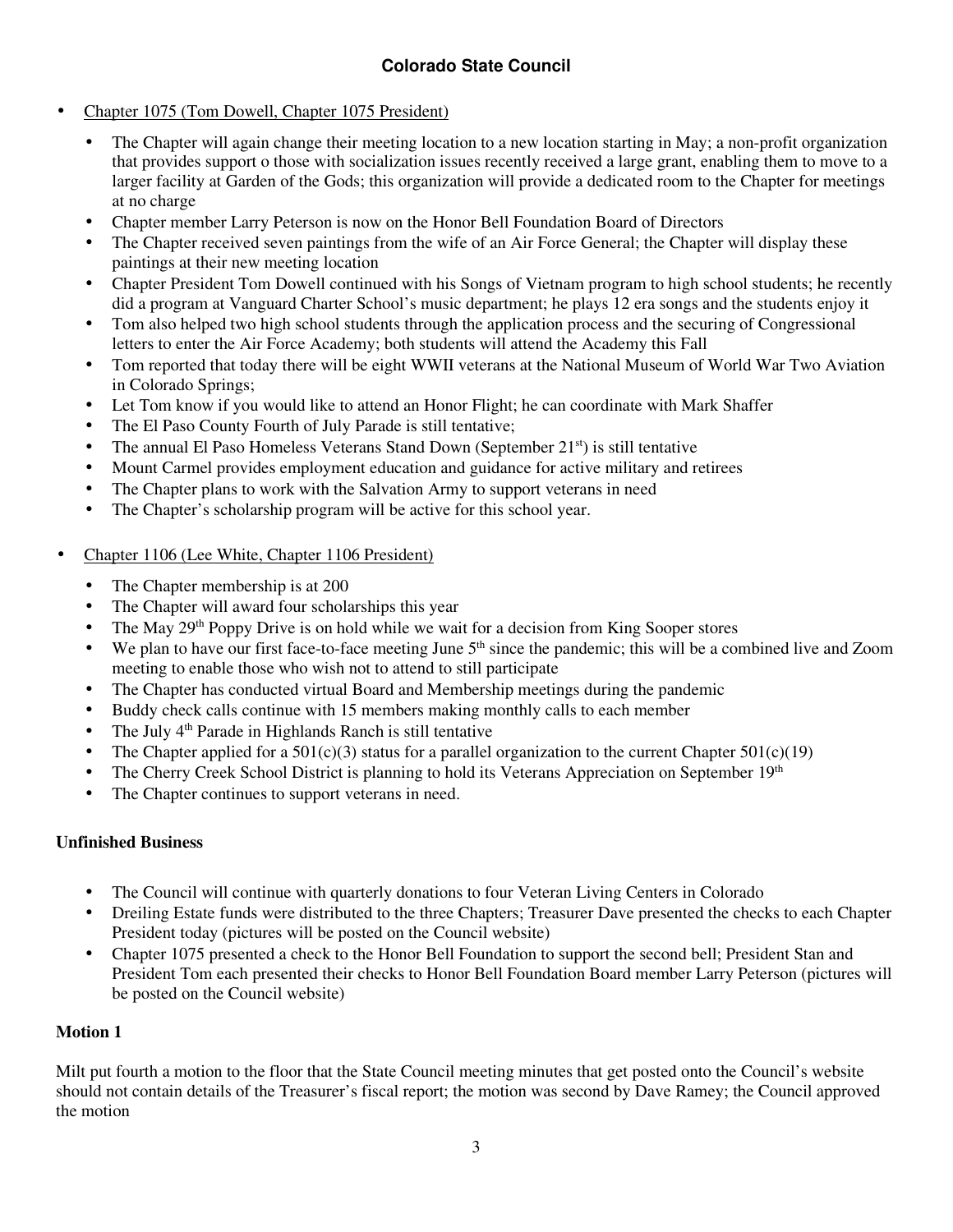# Colorado State Council

- Chapter 1075 (Tom Dowell, Chapter 1075 President)
  - The Chapter will again change their meeting location to a new location starting in May; a non-profit organization that provides support o those with socialization issues recently received a large grant, enabling them to move to a larger facility at Garden of the Gods; this organization will provide a dedicated room to the Chapter for meetings at no charge
  - Chapter member Larry Peterson is now on the Honor Bell Foundation Board of Directors
  - The Chapter received seven paintings from the wife of an Air Force General; the Chapter will display these paintings at their new meeting location
  - Chapter President Tom Dowell continued with his Songs of Vietnam program to high school students; he recently did a program at Vanguard Charter School's music department; he plays 12 era songs and the students enjoy it
  - Tom also helped two high school students through the application process and the securing of Congressional letters to enter the Air Force Academy; both students will attend the Academy this Fall
  - Tom reported that today there will be eight WWII veterans at the National Museum of World War Two Aviation in Colorado Springs;
  - Let Tom know if you would like to attend an Honor Flight; he can coordinate with Mark Shaffer
  - The El Paso County Fourth of July Parade is still tentative;
  - The annual El Paso Homeless Veterans Stand Down (September 21st) is still tentative
  - Mount Carmel provides employment education and guidance for active military and retirees
  - The Chapter plans to work with the Salvation Army to support veterans in need
  - The Chapter's scholarship program will be active for this school year.

- Chapter 1106 (Lee White, Chapter 1106 President)
  - The Chapter membership is at 200
  - The Chapter will award four scholarships this year
  - The May 29th Poppy Drive is on hold while we wait for a decision from King Sooper stores
  - We plan to have our first face-to-face meeting June 5th since the pandemic; this will be a combined live and Zoom meeting to enable those who wish not to attend to still participate
  - The Chapter has conducted virtual Board and Membership meetings during the pandemic
  - Buddy check calls continue with 15 members making monthly calls to each member
  - The July 4th Parade in Highlands Ranch is still tentative
  - The Chapter applied for a 501(c)(3) status for a parallel organization to the current Chapter 501(c)(19)
  - The Cherry Creek School District is planning to hold its Veterans Appreciation on September 19th
  - The Chapter continues to support veterans in need.

**Unfinished Business**

- The Council will continue with quarterly donations to four Veteran Living Centers in Colorado
- Dreiling Estate funds were distributed to the three Chapters; Treasurer Dave presented the checks to each Chapter President today (pictures will be posted on the Council website)
- Chapter 1075 presented a check to the Honor Bell Foundation to support the second bell; President Stan and President Tom each presented their checks to Honor Bell Foundation Board member Larry Peterson (pictures will be posted on the Council website)

**Motion 1**

Milt put fourth a motion to the floor that the State Council meeting minutes that get posted onto the Council's website should not contain details of the Treasurer's fiscal report; the motion was second by Dave Ramey; the Council approved the motion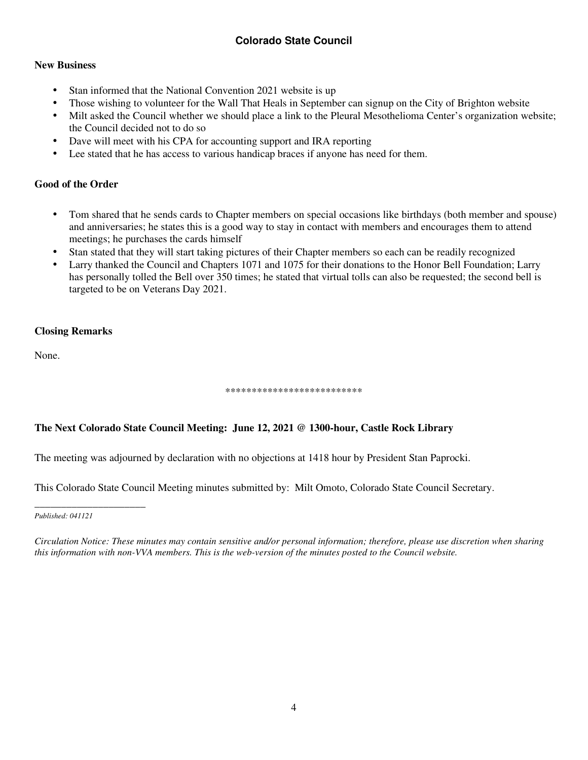**New Business**

- Stan informed that the National Convention 2021 website is up
- Those wishing to volunteer for the Wall That Heals in September can signup on the City of Brighton website
- Milt asked the Council whether we should place a link to the Pleural Mesothelioma Center's organization website; the Council decided not to do so
- Dave will meet with his CPA for accounting support and IRA reporting
- Lee stated that he has access to various handicap braces if anyone has need for them.

**Good of the Order**

- Tom shared that he sends cards to Chapter members on special occasions like birthdays (both member and spouse) and anniversaries; he states this is a good way to stay in contact with members and encourages them to attend meetings; he purchases the cards himself
- Stan stated that they will start taking pictures of their Chapter members so each can be readily recognized
- Larry thanked the Council and Chapters 1071 and 1075 for their donations to the Honor Bell Foundation; Larry has personally tolled the Bell over 350 times; he stated that virtual tolls can also be requested; the second bell is targeted to be on Veterans Day 2021.

**Closing Remarks**

None.

*************************

**The Next Colorado State Council Meeting: June 12, 2021 @ 1300-hour, Castle Rock Library**

The meeting was adjourned by declaration with no objections at 1418 hour by President Stan Paprocki.

This Colorado State Council Meeting minutes submitted by: Milt Omoto, Colorado State Council Secretary.

_____________________

*Published: 041121*

*Circulation Notice: These minutes may contain sensitive and/or personal information; therefore, please use discretion when sharing this information with non-VVA members. This is the web-version of the minutes posted to the Council website.*